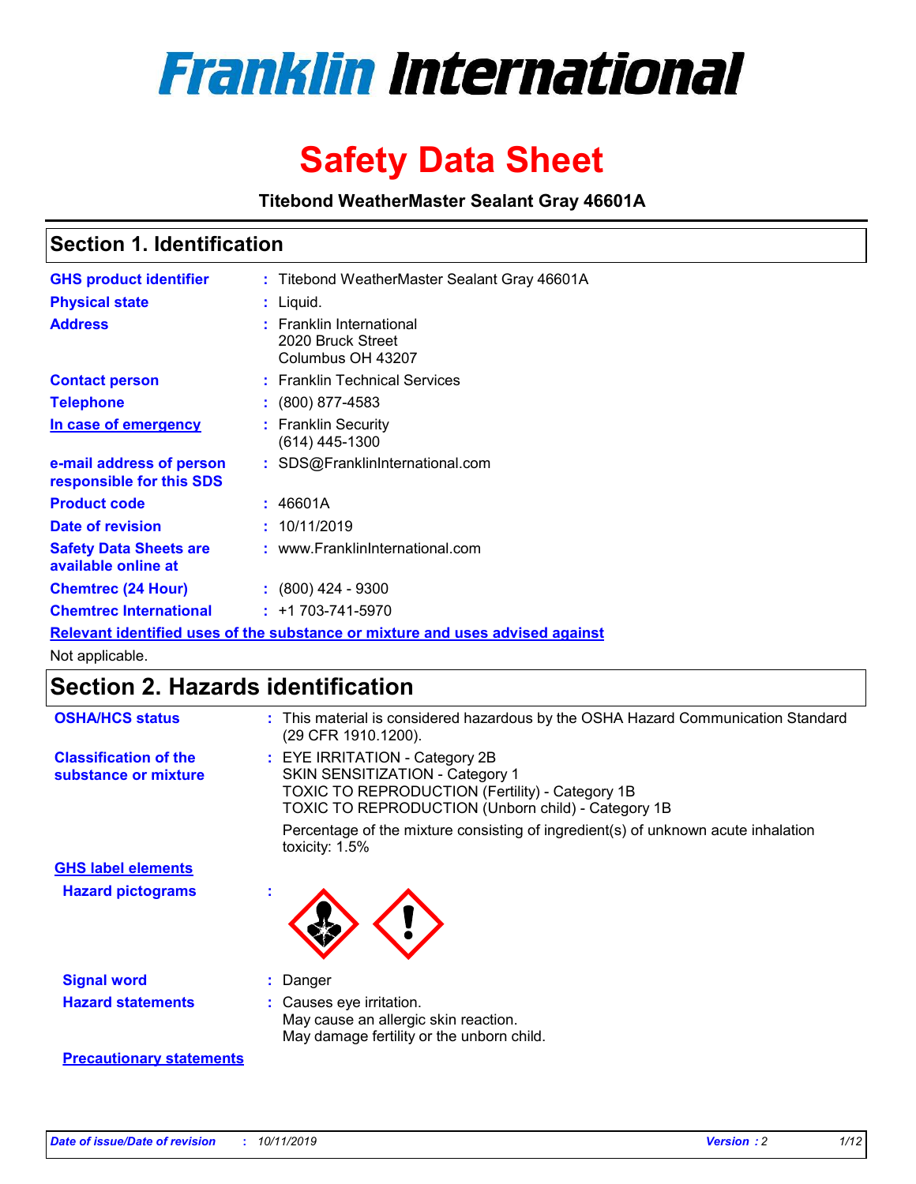# Franklin International

# Safety Data Sheet

**Titebond WeatherMaster Sealant Gray 46601A**

## Section 1. Identification

| | | |
|---|---|---|
| **GHS product identifier** | : | Titebond WeatherMaster Sealant Gray 46601A |
| **Physical state** | : | Liquid. |
| **Address** | : | Franklin International<br>2020 Bruck Street<br>Columbus OH 43207 |
| **Contact person** | : | Franklin Technical Services |
| **Telephone** | : | (800) 877-4583 |
| **In case of emergency** | : | Franklin Security<br>(614) 445-1300 |
| **e-mail address of person responsible for this SDS** | : | SDS@FranklinInternational.com |
| **Product code** | : | 46601A |
| **Date of revision** | : | 10/11/2019 |
| **Safety Data Sheets are available online at** | : | www.FranklinInternational.com |
| **Chemtrec (24 Hour)** | : | (800) 424 - 9300 |
| **Chemtrec International** | : | +1 703-741-5970 |

**Relevant identified uses of the substance or mixture and uses advised against**

Not applicable.

## Section 2. Hazards identification

| | | |
|---|---|---|
| **OSHA/HCS status** | : | This material is considered hazardous by the OSHA Hazard Communication Standard (29 CFR 1910.1200). |
| **Classification of the substance or mixture** | : | EYE IRRITATION - Category 2B<br>SKIN SENSITIZATION - Category 1<br>TOXIC TO REPRODUCTION (Fertility) - Category 1B<br>TOXIC TO REPRODUCTION (Unborn child) - Category 1B<br><br>Percentage of the mixture consisting of ingredient(s) of unknown acute inhalation toxicity: 1.5% |

**GHS label elements**

| | | |
|---|---|---|
| **Hazard pictograms** | : | |
| **Signal word** | : | Danger |
| **Hazard statements** | : | Causes eye irritation.<br>May cause an allergic skin reaction.<br>May damage fertility or the unborn child. |

**Precautionary statements**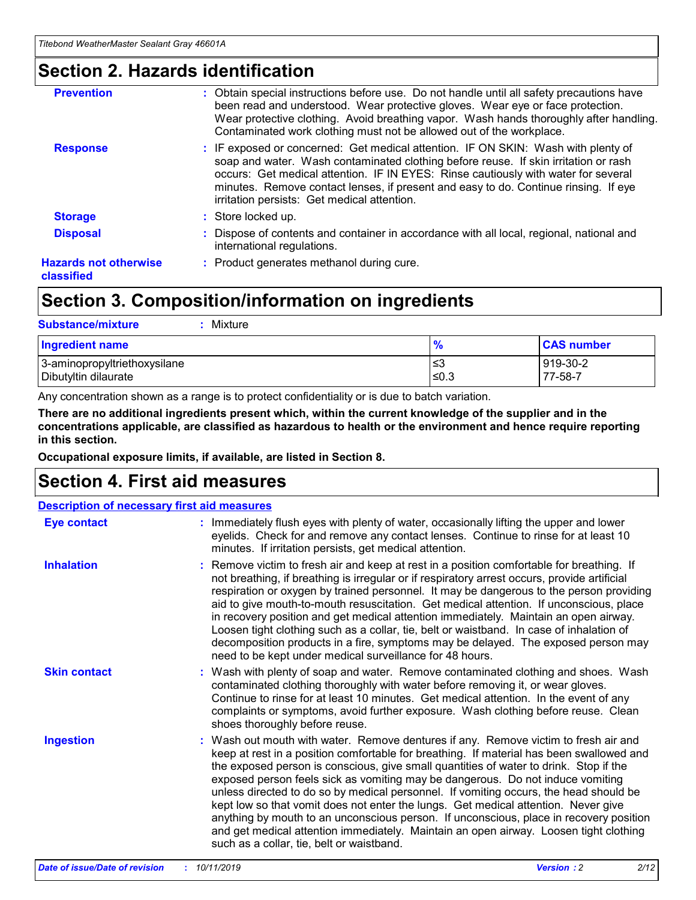## Section 2. Hazards identification

**Prevention** : Obtain special instructions before use. Do not handle until all safety precautions have been read and understood. Wear protective gloves. Wear eye or face protection. Wear protective clothing. Avoid breathing vapor. Wash hands thoroughly after handling. Contaminated work clothing must not be allowed out of the workplace.

**Response** : IF exposed or concerned: Get medical attention. IF ON SKIN: Wash with plenty of soap and water. Wash contaminated clothing before reuse. If skin irritation or rash occurs: Get medical attention. IF IN EYES: Rinse cautiously with water for several minutes. Remove contact lenses, if present and easy to do. Continue rinsing. If eye irritation persists: Get medical attention.

**Storage** : Store locked up.

**Disposal** : Dispose of contents and container in accordance with all local, regional, national and international regulations.

**Hazards not otherwise classified** : Product generates methanol during cure.

## Section 3. Composition/information on ingredients

**Substance/mixture** : Mixture

| Ingredient name | % | CAS number |
|---|---|---|
| 3-aminopropyltriethoxysilane | ≤3 | 919-30-2 |
| Dibutyltin dilaurate | ≤0.3 | 77-58-7 |

Any concentration shown as a range is to protect confidentiality or is due to batch variation.

**There are no additional ingredients present which, within the current knowledge of the supplier and in the concentrations applicable, are classified as hazardous to health or the environment and hence require reporting in this section.**

**Occupational exposure limits, if available, are listed in Section 8.**

## Section 4. First aid measures

**Description of necessary first aid measures**

**Eye contact** : Immediately flush eyes with plenty of water, occasionally lifting the upper and lower eyelids. Check for and remove any contact lenses. Continue to rinse for at least 10 minutes. If irritation persists, get medical attention.

**Inhalation** : Remove victim to fresh air and keep at rest in a position comfortable for breathing. If not breathing, if breathing is irregular or if respiratory arrest occurs, provide artificial respiration or oxygen by trained personnel. It may be dangerous to the person providing aid to give mouth-to-mouth resuscitation. Get medical attention. If unconscious, place in recovery position and get medical attention immediately. Maintain an open airway. Loosen tight clothing such as a collar, tie, belt or waistband. In case of inhalation of decomposition products in a fire, symptoms may be delayed. The exposed person may need to be kept under medical surveillance for 48 hours.

**Skin contact** : Wash with plenty of soap and water. Remove contaminated clothing and shoes. Wash contaminated clothing thoroughly with water before removing it, or wear gloves. Continue to rinse for at least 10 minutes. Get medical attention. In the event of any complaints or symptoms, avoid further exposure. Wash clothing before reuse. Clean shoes thoroughly before reuse.

**Ingestion** : Wash out mouth with water. Remove dentures if any. Remove victim to fresh air and keep at rest in a position comfortable for breathing. If material has been swallowed and the exposed person is conscious, give small quantities of water to drink. Stop if the exposed person feels sick as vomiting may be dangerous. Do not induce vomiting unless directed to do so by medical personnel. If vomiting occurs, the head should be kept low so that vomit does not enter the lungs. Get medical attention. Never give anything by mouth to an unconscious person. If unconscious, place in recovery position and get medical attention immediately. Maintain an open airway. Loosen tight clothing such as a collar, tie, belt or waistband.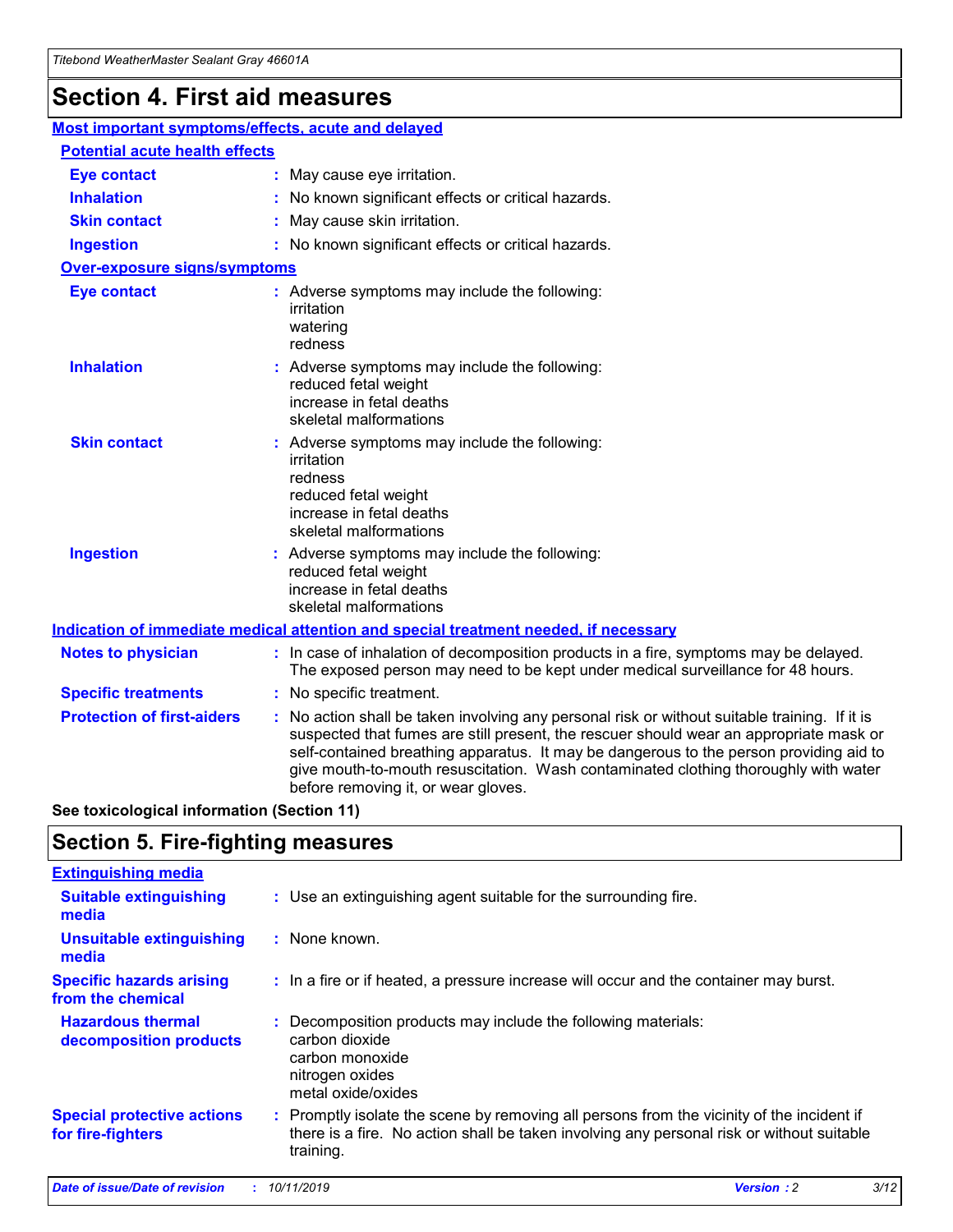# Section 4. First aid measures

## Most important symptoms/effects, acute and delayed

### Potential acute health effects

| | |
|---|---|
| **Eye contact** | May cause eye irritation. |
| **Inhalation** | No known significant effects or critical hazards. |
| **Skin contact** | May cause skin irritation. |
| **Ingestion** | No known significant effects or critical hazards. |

### Over-exposure signs/symptoms

| | |
|---|---|
| **Eye contact** | Adverse symptoms may include the following: irritation, watering, redness |
| **Inhalation** | Adverse symptoms may include the following: reduced fetal weight, increase in fetal deaths, skeletal malformations |
| **Skin contact** | Adverse symptoms may include the following: irritation, redness, reduced fetal weight, increase in fetal deaths, skeletal malformations |
| **Ingestion** | Adverse symptoms may include the following: reduced fetal weight, increase in fetal deaths, skeletal malformations |

## Indication of immediate medical attention and special treatment needed, if necessary

| | |
|---|---|
| **Notes to physician** | In case of inhalation of decomposition products in a fire, symptoms may be delayed. The exposed person may need to be kept under medical surveillance for 48 hours. |
| **Specific treatments** | No specific treatment. |
| **Protection of first-aiders** | No action shall be taken involving any personal risk or without suitable training. If it is suspected that fumes are still present, the rescuer should wear an appropriate mask or self-contained breathing apparatus. It may be dangerous to the person providing aid to give mouth-to-mouth resuscitation. Wash contaminated clothing thoroughly with water before removing it, or wear gloves. |

**See toxicological information (Section 11)**

# Section 5. Fire-fighting measures

## Extinguishing media

| | |
|---|---|
| **Suitable extinguishing media** | Use an extinguishing agent suitable for the surrounding fire. |
| **Unsuitable extinguishing media** | None known. |
| **Specific hazards arising from the chemical** | In a fire or if heated, a pressure increase will occur and the container may burst. |
| **Hazardous thermal decomposition products** | Decomposition products may include the following materials: carbon dioxide, carbon monoxide, nitrogen oxides, metal oxide/oxides |
| **Special protective actions for fire-fighters** | Promptly isolate the scene by removing all persons from the vicinity of the incident if there is a fire. No action shall be taken involving any personal risk or without suitable training. |

*Date of issue/Date of revision* : *10/11/2019* *Version* : *2*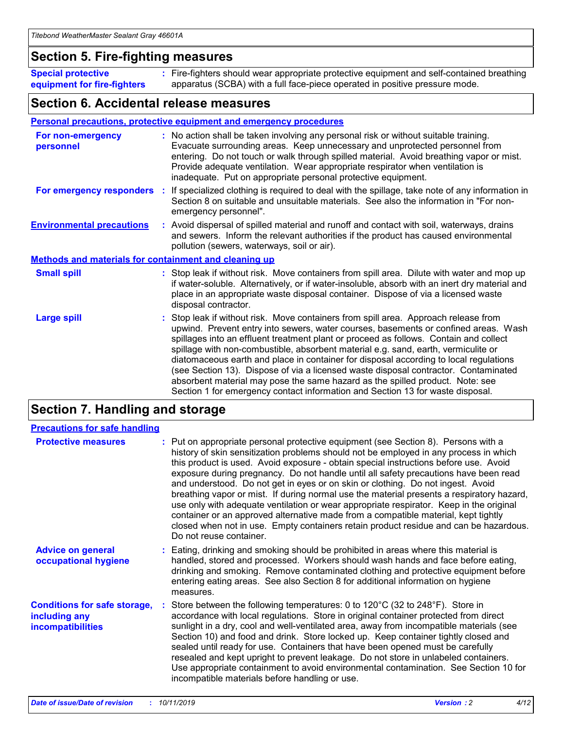## Section 5. Fire-fighting measures

**Special protective equipment for fire-fighters** : Fire-fighters should wear appropriate protective equipment and self-contained breathing apparatus (SCBA) with a full face-piece operated in positive pressure mode.

## Section 6. Accidental release measures

### Personal precautions, protective equipment and emergency procedures

**For non-emergency personnel** : No action shall be taken involving any personal risk or without suitable training. Evacuate surrounding areas. Keep unnecessary and unprotected personnel from entering. Do not touch or walk through spilled material. Avoid breathing vapor or mist. Provide adequate ventilation. Wear appropriate respirator when ventilation is inadequate. Put on appropriate personal protective equipment.

**For emergency responders** : If specialized clothing is required to deal with the spillage, take note of any information in Section 8 on suitable and unsuitable materials. See also the information in "For non-emergency personnel".

**Environmental precautions** : Avoid dispersal of spilled material and runoff and contact with soil, waterways, drains and sewers. Inform the relevant authorities if the product has caused environmental pollution (sewers, waterways, soil or air).

### Methods and materials for containment and cleaning up

**Small spill** : Stop leak if without risk. Move containers from spill area. Dilute with water and mop up if water-soluble. Alternatively, or if water-insoluble, absorb with an inert dry material and place in an appropriate waste disposal container. Dispose of via a licensed waste disposal contractor.

**Large spill** : Stop leak if without risk. Move containers from spill area. Approach release from upwind. Prevent entry into sewers, water courses, basements or confined areas. Wash spillages into an effluent treatment plant or proceed as follows. Contain and collect spillage with non-combustible, absorbent material e.g. sand, earth, vermiculite or diatomaceous earth and place in container for disposal according to local regulations (see Section 13). Dispose of via a licensed waste disposal contractor. Contaminated absorbent material may pose the same hazard as the spilled product. Note: see Section 1 for emergency contact information and Section 13 for waste disposal.

## Section 7. Handling and storage

### Precautions for safe handling

**Protective measures** : Put on appropriate personal protective equipment (see Section 8). Persons with a history of skin sensitization problems should not be employed in any process in which this product is used. Avoid exposure - obtain special instructions before use. Avoid exposure during pregnancy. Do not handle until all safety precautions have been read and understood. Do not get in eyes or on skin or clothing. Do not ingest. Avoid breathing vapor or mist. If during normal use the material presents a respiratory hazard, use only with adequate ventilation or wear appropriate respirator. Keep in the original container or an approved alternative made from a compatible material, kept tightly closed when not in use. Empty containers retain product residue and can be hazardous. Do not reuse container.

**Advice on general occupational hygiene** : Eating, drinking and smoking should be prohibited in areas where this material is handled, stored and processed. Workers should wash hands and face before eating, drinking and smoking. Remove contaminated clothing and protective equipment before entering eating areas. See also Section 8 for additional information on hygiene measures.

**Conditions for safe storage, including any incompatibilities** : Store between the following temperatures: 0 to 120°C (32 to 248°F). Store in accordance with local regulations. Store in original container protected from direct sunlight in a dry, cool and well-ventilated area, away from incompatible materials (see Section 10) and food and drink. Store locked up. Keep container tightly closed and sealed until ready for use. Containers that have been opened must be carefully resealed and kept upright to prevent leakage. Do not store in unlabeled containers. Use appropriate containment to avoid environmental contamination. See Section 10 for incompatible materials before handling or use.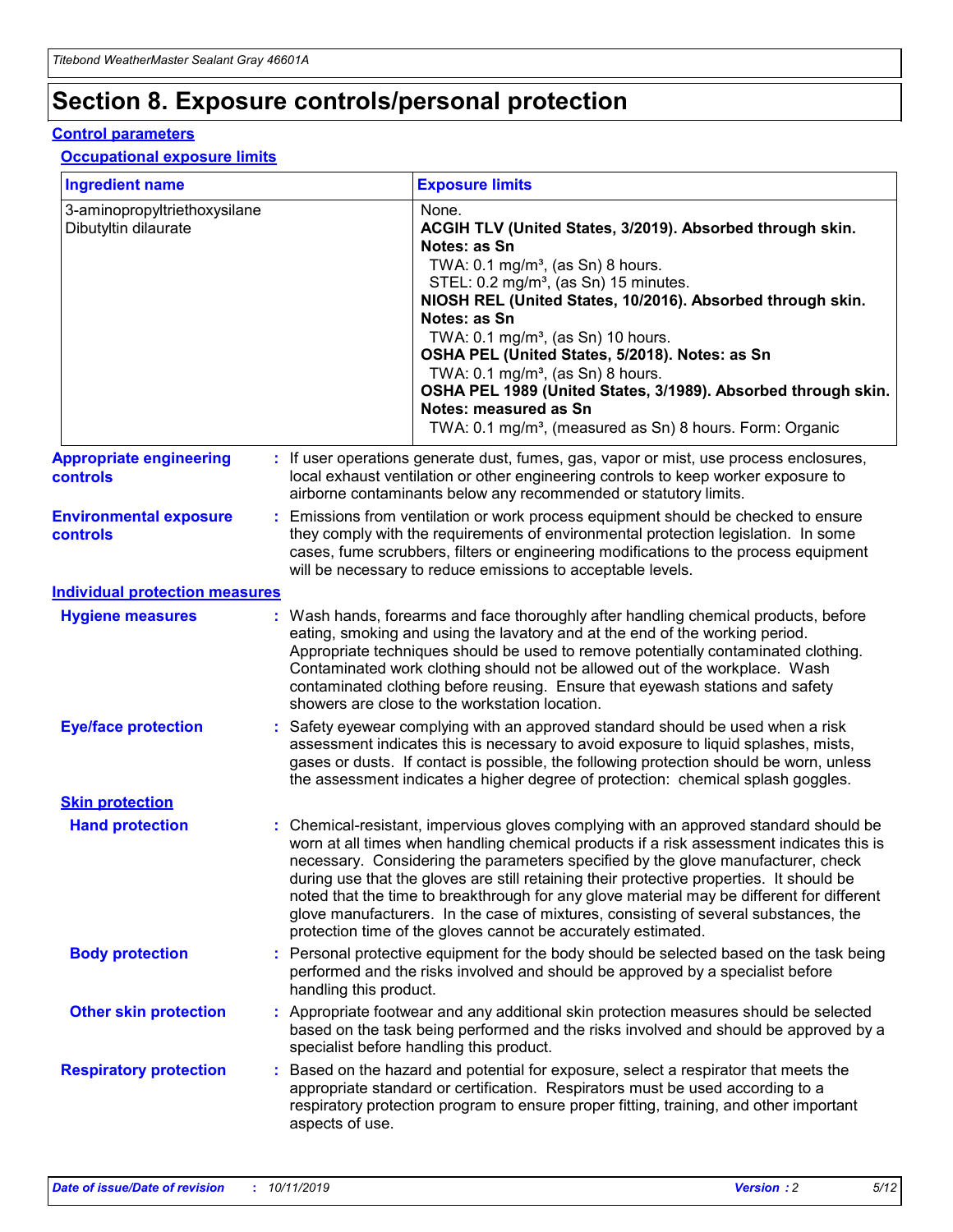# Section 8. Exposure controls/personal protection

## Control parameters

### Occupational exposure limits

| Ingredient name | Exposure limits |
| --- | --- |
| 3-aminopropyltriethoxysilane | None. |
| Dibutyltin dilaurate | **ACGIH TLV (United States, 3/2019). Absorbed through skin. Notes: as Sn**<br>TWA: 0.1 mg/m³, (as Sn) 8 hours.<br>STEL: 0.2 mg/m³, (as Sn) 15 minutes.<br>**NIOSH REL (United States, 10/2016). Absorbed through skin. Notes: as Sn**<br>TWA: 0.1 mg/m³, (as Sn) 10 hours.<br>**OSHA PEL (United States, 5/2018). Notes: as Sn**<br>TWA: 0.1 mg/m³, (as Sn) 8 hours.<br>**OSHA PEL 1989 (United States, 3/1989). Absorbed through skin. Notes: measured as Sn**<br>TWA: 0.1 mg/m³, (measured as Sn) 8 hours. Form: Organic |

**Appropriate engineering controls** : If user operations generate dust, fumes, gas, vapor or mist, use process enclosures, local exhaust ventilation or other engineering controls to keep worker exposure to airborne contaminants below any recommended or statutory limits.

**Environmental exposure controls** : Emissions from ventilation or work process equipment should be checked to ensure they comply with the requirements of environmental protection legislation. In some cases, fume scrubbers, filters or engineering modifications to the process equipment will be necessary to reduce emissions to acceptable levels.

## Individual protection measures

**Hygiene measures** : Wash hands, forearms and face thoroughly after handling chemical products, before eating, smoking and using the lavatory and at the end of the working period. Appropriate techniques should be used to remove potentially contaminated clothing. Contaminated work clothing should not be allowed out of the workplace. Wash contaminated clothing before reusing. Ensure that eyewash stations and safety showers are close to the workstation location.

**Eye/face protection** : Safety eyewear complying with an approved standard should be used when a risk assessment indicates this is necessary to avoid exposure to liquid splashes, mists, gases or dusts. If contact is possible, the following protection should be worn, unless the assessment indicates a higher degree of protection: chemical splash goggles.

### Skin protection

**Hand protection** : Chemical-resistant, impervious gloves complying with an approved standard should be worn at all times when handling chemical products if a risk assessment indicates this is necessary. Considering the parameters specified by the glove manufacturer, check during use that the gloves are still retaining their protective properties. It should be noted that the time to breakthrough for any glove material may be different for different glove manufacturers. In the case of mixtures, consisting of several substances, the protection time of the gloves cannot be accurately estimated.

**Body protection** : Personal protective equipment for the body should be selected based on the task being performed and the risks involved and should be approved by a specialist before handling this product.

**Other skin protection** : Appropriate footwear and any additional skin protection measures should be selected based on the task being performed and the risks involved and should be approved by a specialist before handling this product.

**Respiratory protection** : Based on the hazard and potential for exposure, select a respirator that meets the appropriate standard or certification. Respirators must be used according to a respiratory protection program to ensure proper fitting, training, and other important aspects of use.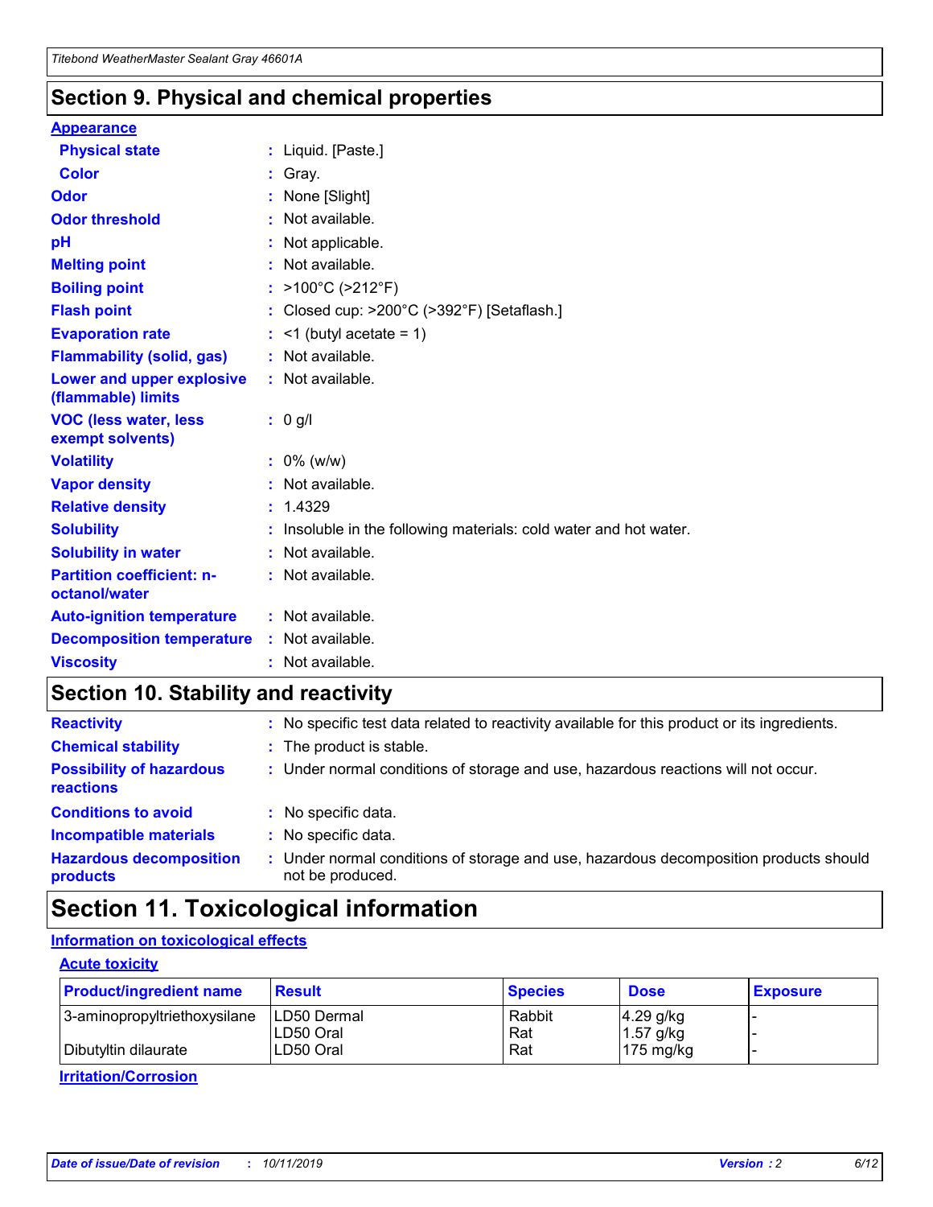## Section 9. Physical and chemical properties

**Appearance**

| | |
|---|---|
| **Physical state** | : Liquid. [Paste.] |
| **Color** | : Gray. |
| **Odor** | : None [Slight] |
| **Odor threshold** | : Not available. |
| **pH** | : Not applicable. |
| **Melting point** | : Not available. |
| **Boiling point** | : >100°C (>212°F) |
| **Flash point** | : Closed cup: >200°C (>392°F) [Setaflash.] |
| **Evaporation rate** | : <1 (butyl acetate = 1) |
| **Flammability (solid, gas)** | : Not available. |
| **Lower and upper explosive (flammable) limits** | : Not available. |
| **VOC (less water, less exempt solvents)** | : 0 g/l |
| **Volatility** | : 0% (w/w) |
| **Vapor density** | : Not available. |
| **Relative density** | : 1.4329 |
| **Solubility** | : Insoluble in the following materials: cold water and hot water. |
| **Solubility in water** | : Not available. |
| **Partition coefficient: n-octanol/water** | : Not available. |
| **Auto-ignition temperature** | : Not available. |
| **Decomposition temperature** | : Not available. |
| **Viscosity** | : Not available. |

## Section 10. Stability and reactivity

| | |
|---|---|
| **Reactivity** | : No specific test data related to reactivity available for this product or its ingredients. |
| **Chemical stability** | : The product is stable. |
| **Possibility of hazardous reactions** | : Under normal conditions of storage and use, hazardous reactions will not occur. |
| **Conditions to avoid** | : No specific data. |
| **Incompatible materials** | : No specific data. |
| **Hazardous decomposition products** | : Under normal conditions of storage and use, hazardous decomposition products should not be produced. |

## Section 11. Toxicological information

**Information on toxicological effects**

**Acute toxicity**

| Product/ingredient name | Result | Species | Dose | Exposure |
|---|---|---|---|---|
| 3-aminopropyltriethoxysilane | LD50 Dermal | Rabbit | 4.29 g/kg | - |
| | LD50 Oral | Rat | 1.57 g/kg | - |
| Dibutyltin dilaurate | LD50 Oral | Rat | 175 mg/kg | - |

**Irritation/Corrosion**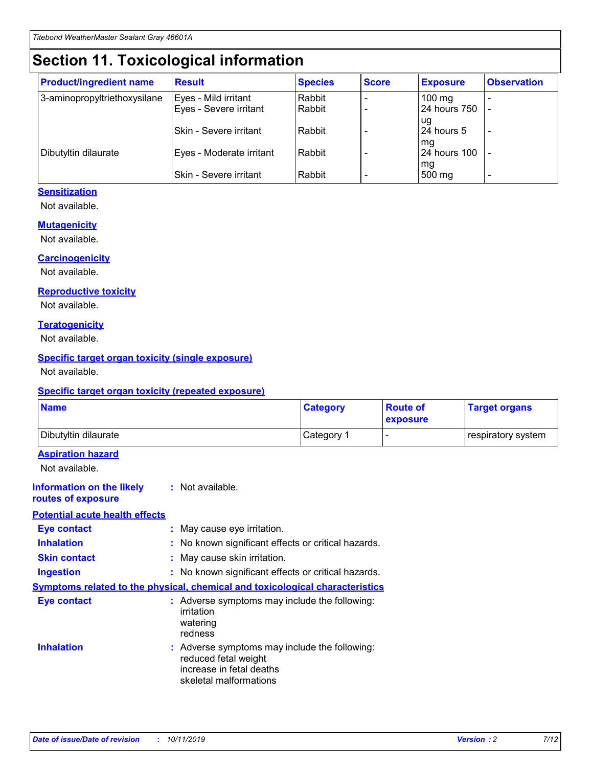# Section 11. Toxicological information

| Product/ingredient name | Result | Species | Score | Exposure | Observation |
|---|---|---|---|---|---|
| 3-aminopropyltriethoxysilane | Eyes - Mild irritant | Rabbit | - | 100 mg | - |
| | Eyes - Severe irritant | Rabbit | - | 24 hours 750 ug | - |
| | Skin - Severe irritant | Rabbit | - | 24 hours 5 mg | - |
| Dibutyltin dilaurate | Eyes - Moderate irritant | Rabbit | - | 24 hours 100 mg | - |
| | Skin - Severe irritant | Rabbit | - | 500 mg | - |

**Sensitization**

Not available.

**Mutagenicity**

Not available.

**Carcinogenicity**

Not available.

**Reproductive toxicity**

Not available.

**Teratogenicity**

Not available.

**Specific target organ toxicity (single exposure)**

Not available.

**Specific target organ toxicity (repeated exposure)**

| Name | Category | Route of exposure | Target organs |
|---|---|---|---|
| Dibutyltin dilaurate | Category 1 | - | respiratory system |

**Aspiration hazard**

Not available.

**Information on the likely routes of exposure** : Not available.

**Potential acute health effects**

**Eye contact** : May cause eye irritation.

**Inhalation** : No known significant effects or critical hazards.

**Skin contact** : May cause skin irritation.

**Ingestion** : No known significant effects or critical hazards.

**Symptoms related to the physical, chemical and toxicological characteristics**

**Eye contact** : Adverse symptoms may include the following:
irritation
watering
redness

**Inhalation** : Adverse symptoms may include the following:
reduced fetal weight
increase in fetal deaths
skeletal malformations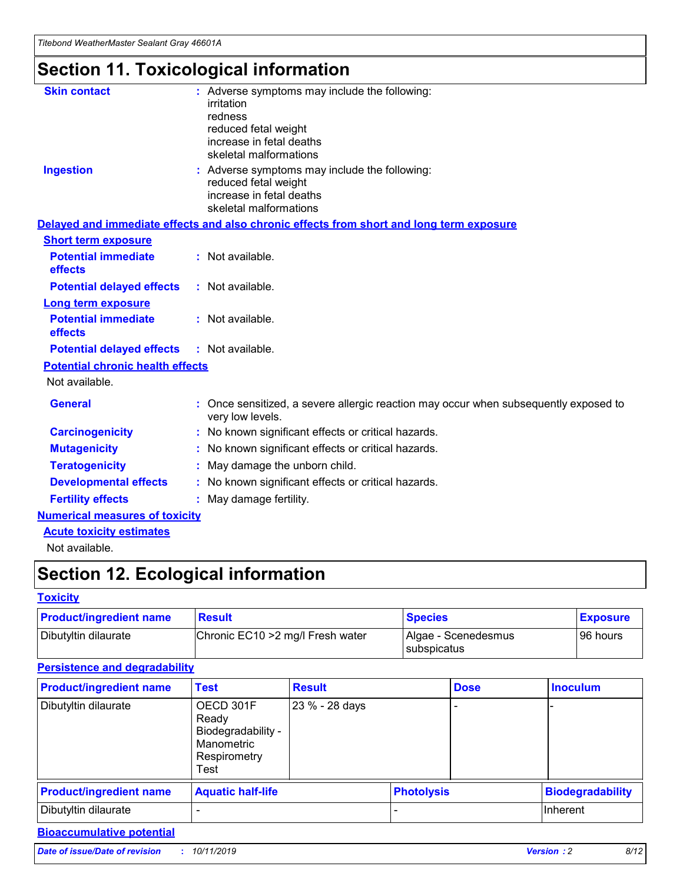# Section 11. Toxicological information

**Skin contact** : Adverse symptoms may include the following:
irritation
redness
reduced fetal weight
increase in fetal deaths
skeletal malformations

**Ingestion** : Adverse symptoms may include the following:
reduced fetal weight
increase in fetal deaths
skeletal malformations

## Delayed and immediate effects and also chronic effects from short and long term exposure

### Short term exposure

**Potential immediate effects** : Not available.

**Potential delayed effects** : Not available.

### Long term exposure

**Potential immediate effects** : Not available.

**Potential delayed effects** : Not available.

### Potential chronic health effects

Not available.

**General** : Once sensitized, a severe allergic reaction may occur when subsequently exposed to very low levels.

**Carcinogenicity** : No known significant effects or critical hazards.

**Mutagenicity** : No known significant effects or critical hazards.

**Teratogenicity** : May damage the unborn child.

**Developmental effects** : No known significant effects or critical hazards.

**Fertility effects** : May damage fertility.

## Numerical measures of toxicity

### Acute toxicity estimates

Not available.

# Section 12. Ecological information

## Toxicity

| Product/ingredient name | Result | Species | Exposure |
|---|---|---|---|
| Dibutyltin dilaurate | Chronic EC10 >2 mg/l Fresh water | Algae - Scenedesmus subspicatus | 96 hours |

## Persistence and degradability

| Product/ingredient name | Test | Result | Dose | Inoculum |
|---|---|---|---|---|
| Dibutyltin dilaurate | OECD 301F Ready Biodegradability - Manometric Respirometry Test | 23 % - 28 days | - | - |

| Product/ingredient name | Aquatic half-life | Photolysis | Biodegradability |
|---|---|---|---|
| Dibutyltin dilaurate | - | - | Inherent |

## Bioaccumulative potential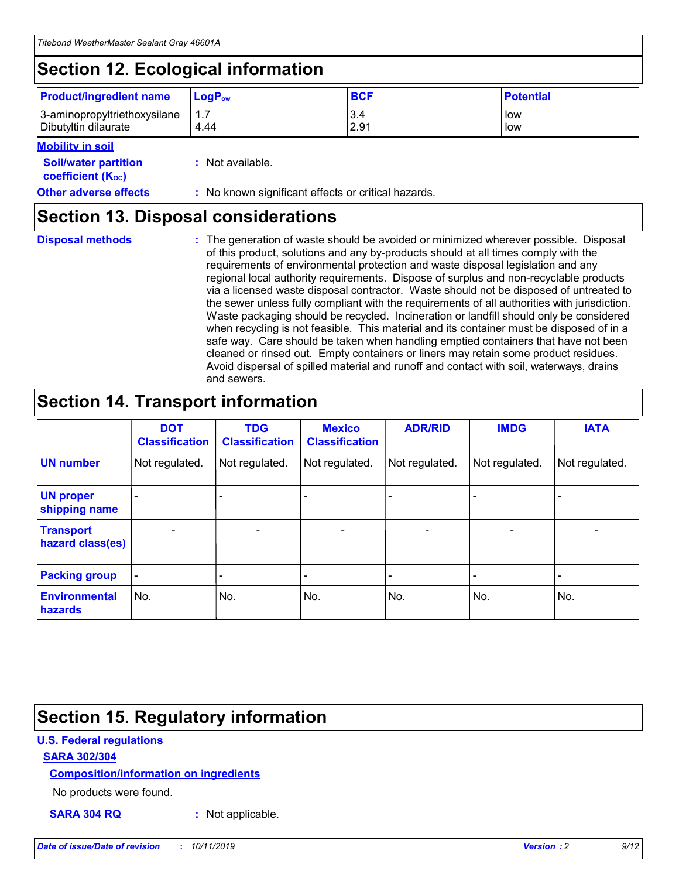## Section 12. Ecological information

| Product/ingredient name | $LogP_{ow}$ | BCF | Potential |
|---|---|---|---|
| 3-aminopropyltriethoxysilane | 1.7 | 3.4 | low |
| Dibutyltin dilaurate | 4.44 | 2.91 | low |

**Mobility in soil**

**Soil/water partition coefficient ($K_{OC}$)** : Not available.

**Other adverse effects** : No known significant effects or critical hazards.

## Section 13. Disposal considerations

**Disposal methods** : The generation of waste should be avoided or minimized wherever possible. Disposal of this product, solutions and any by-products should at all times comply with the requirements of environmental protection and waste disposal legislation and any regional local authority requirements. Dispose of surplus and non-recyclable products via a licensed waste disposal contractor. Waste should not be disposed of untreated to the sewer unless fully compliant with the requirements of all authorities with jurisdiction. Waste packaging should be recycled. Incineration or landfill should only be considered when recycling is not feasible. This material and its container must be disposed of in a safe way. Care should be taken when handling emptied containers that have not been cleaned or rinsed out. Empty containers or liners may retain some product residues. Avoid dispersal of spilled material and runoff and contact with soil, waterways, drains and sewers.

## Section 14. Transport information

| | DOT Classification | TDG Classification | Mexico Classification | ADR/RID | IMDG | IATA |
|---|---|---|---|---|---|---|
| UN number | Not regulated. | Not regulated. | Not regulated. | Not regulated. | Not regulated. | Not regulated. |
| UN proper shipping name | - | - | - | - | - | - |
| Transport hazard class(es) | - | - | - | - | - | - |
| Packing group | - | - | - | - | - | - |
| Environmental hazards | No. | No. | No. | No. | No. | No. |

## Section 15. Regulatory information

**U.S. Federal regulations**

**SARA 302/304**

**Composition/information on ingredients**

No products were found.

**SARA 304 RQ** : Not applicable.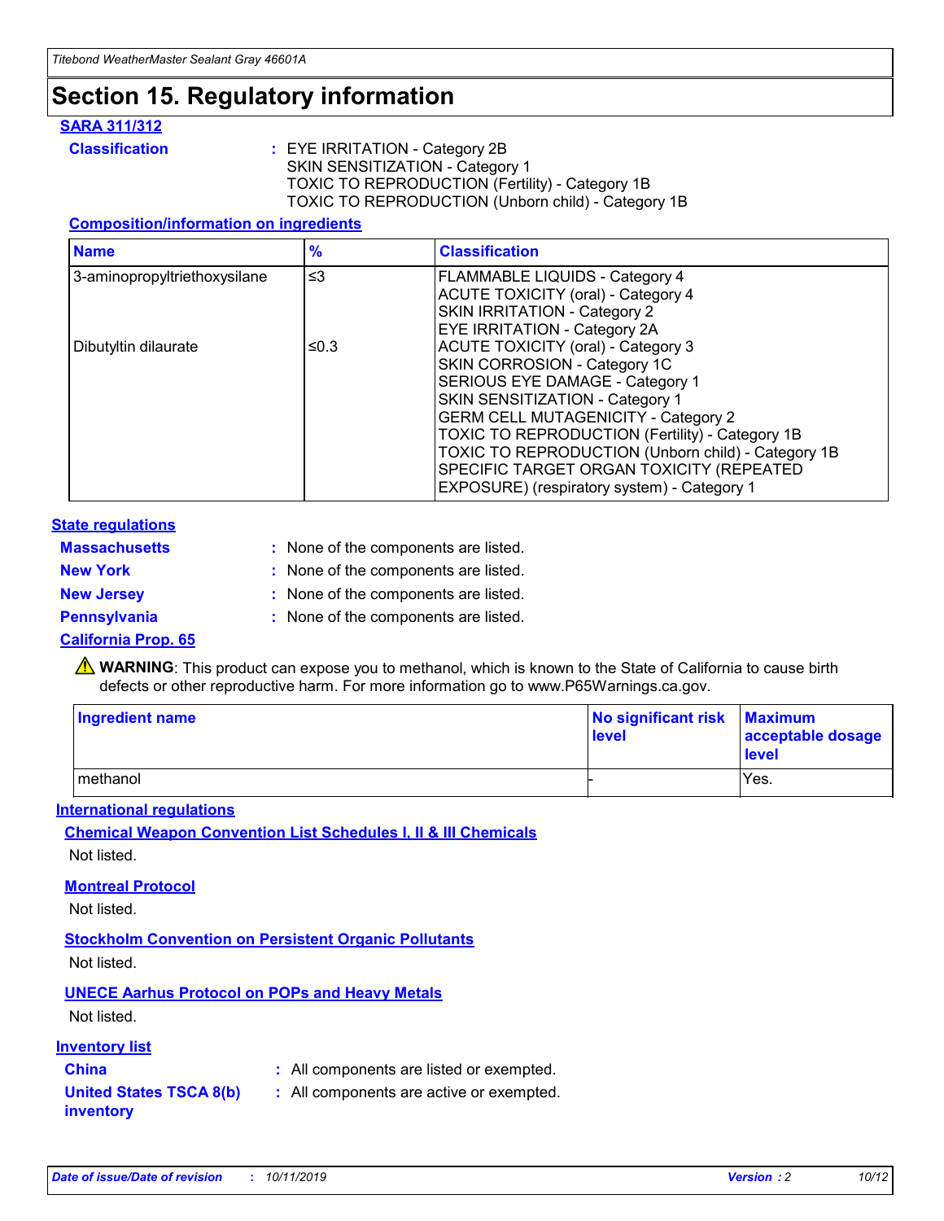# Section 15. Regulatory information

### SARA 311/312

**Classification** : EYE IRRITATION - Category 2B
SKIN SENSITIZATION - Category 1
TOXIC TO REPRODUCTION (Fertility) - Category 1B
TOXIC TO REPRODUCTION (Unborn child) - Category 1B

#### Composition/information on ingredients

| Name | % | Classification |
|---|---|---|
| 3-aminopropyltriethoxysilane | ≤3 | FLAMMABLE LIQUIDS - Category 4<br>ACUTE TOXICITY (oral) - Category 4<br>SKIN IRRITATION - Category 2<br>EYE IRRITATION - Category 2A |
| Dibutyltin dilaurate | ≤0.3 | ACUTE TOXICITY (oral) - Category 3<br>SKIN CORROSION - Category 1C<br>SERIOUS EYE DAMAGE - Category 1<br>SKIN SENSITIZATION - Category 1<br>GERM CELL MUTAGENICITY - Category 2<br>TOXIC TO REPRODUCTION (Fertility) - Category 1B<br>TOXIC TO REPRODUCTION (Unborn child) - Category 1B<br>SPECIFIC TARGET ORGAN TOXICITY (REPEATED EXPOSURE) (respiratory system) - Category 1 |

### State regulations

**Massachusetts** : None of the components are listed.

**New York** : None of the components are listed.

**New Jersey** : None of the components are listed.

**Pennsylvania** : None of the components are listed.

### California Prop. 65

⚠ **WARNING**: This product can expose you to methanol, which is known to the State of California to cause birth defects or other reproductive harm. For more information go to www.P65Warnings.ca.gov.

| Ingredient name | No significant risk level | Maximum acceptable dosage level |
|---|---|---|
| methanol | - | Yes. |

### International regulations

#### Chemical Weapon Convention List Schedules I, II & III Chemicals

Not listed.

#### Montreal Protocol

Not listed.

#### Stockholm Convention on Persistent Organic Pollutants

Not listed.

#### UNECE Aarhus Protocol on POPs and Heavy Metals

Not listed.

### Inventory list

**China** : All components are listed or exempted.

**United States TSCA 8(b) inventory** : All components are active or exempted.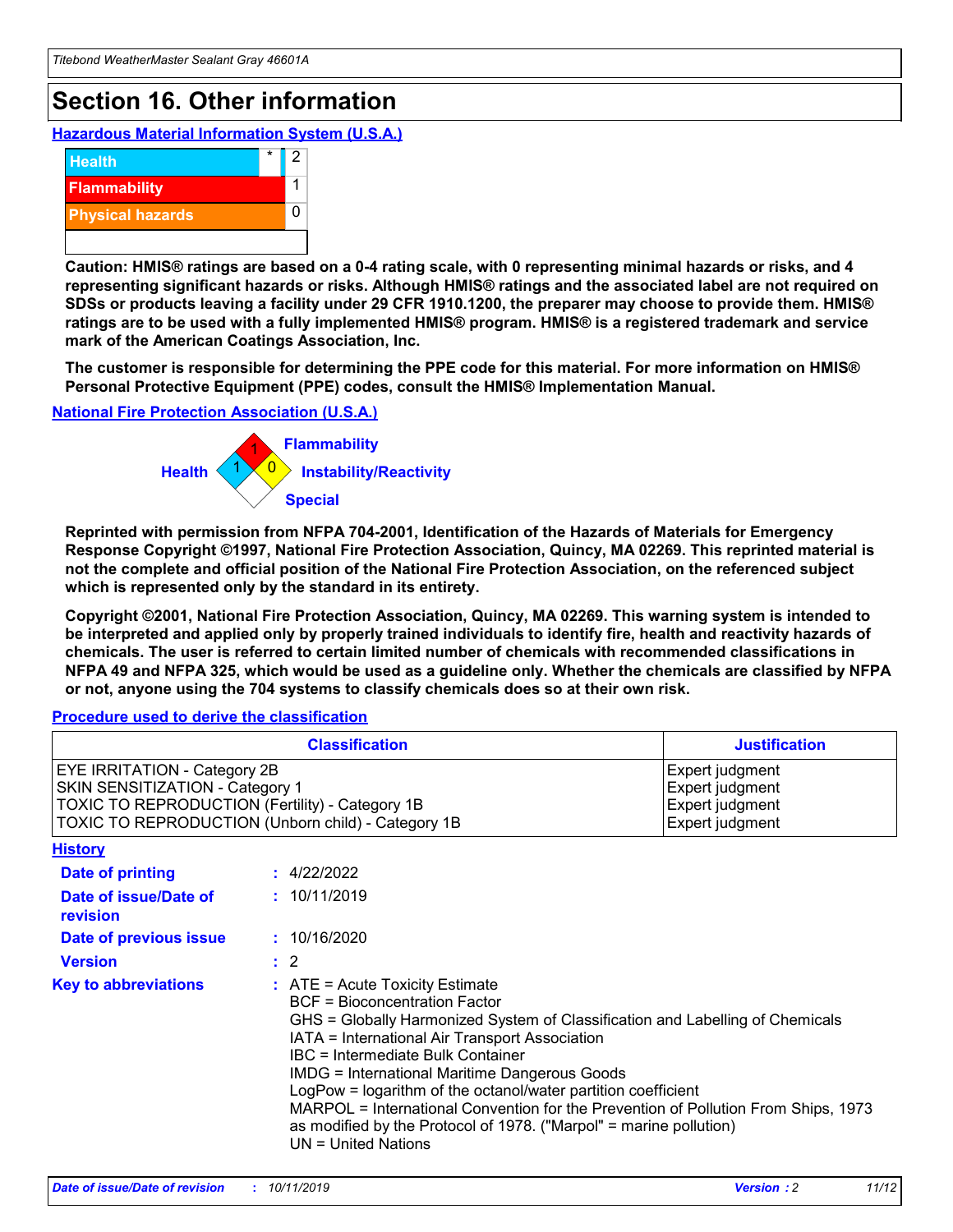# Section 16. Other information

## Hazardous Material Information System (U.S.A.)

| | | |
|---|---|---|
| Health | * | 2 |
| Flammability | | 1 |
| Physical hazards | | 0 |

**Caution: HMIS® ratings are based on a 0-4 rating scale, with 0 representing minimal hazards or risks, and 4 representing significant hazards or risks. Although HMIS® ratings and the associated label are not required on SDSs or products leaving a facility under 29 CFR 1910.1200, the preparer may choose to provide them. HMIS® ratings are to be used with a fully implemented HMIS® program. HMIS® is a registered trademark and service mark of the American Coatings Association, Inc.**

**The customer is responsible for determining the PPE code for this material. For more information on HMIS® Personal Protective Equipment (PPE) codes, consult the HMIS® Implementation Manual.**

## National Fire Protection Association (U.S.A.)

Health: 1
Flammability: 1
Instability/Reactivity: 0
Special:

**Reprinted with permission from NFPA 704-2001, Identification of the Hazards of Materials for Emergency Response Copyright ©1997, National Fire Protection Association, Quincy, MA 02269. This reprinted material is not the complete and official position of the National Fire Protection Association, on the referenced subject which is represented only by the standard in its entirety.**

**Copyright ©2001, National Fire Protection Association, Quincy, MA 02269. This warning system is intended to be interpreted and applied only by properly trained individuals to identify fire, health and reactivity hazards of chemicals. The user is referred to certain limited number of chemicals with recommended classifications in NFPA 49 and NFPA 325, which would be used as a guideline only. Whether the chemicals are classified by NFPA or not, anyone using the 704 systems to classify chemicals does so at their own risk.**

## Procedure used to derive the classification

| Classification | Justification |
|---|---|
| EYE IRRITATION - Category 2B | Expert judgment |
| SKIN SENSITIZATION - Category 1 | Expert judgment |
| TOXIC TO REPRODUCTION (Fertility) - Category 1B | Expert judgment |
| TOXIC TO REPRODUCTION (Unborn child) - Category 1B | Expert judgment |

## History

**Date of printing** : 4/22/2022

**Date of issue/Date of revision** : 10/11/2019

**Date of previous issue** : 10/16/2020

**Version** : 2

**Key to abbreviations** : ATE = Acute Toxicity Estimate
BCF = Bioconcentration Factor
GHS = Globally Harmonized System of Classification and Labelling of Chemicals
IATA = International Air Transport Association
IBC = Intermediate Bulk Container
IMDG = International Maritime Dangerous Goods
LogPow = logarithm of the octanol/water partition coefficient
MARPOL = International Convention for the Prevention of Pollution From Ships, 1973 as modified by the Protocol of 1978. ("Marpol" = marine pollution)
UN = United Nations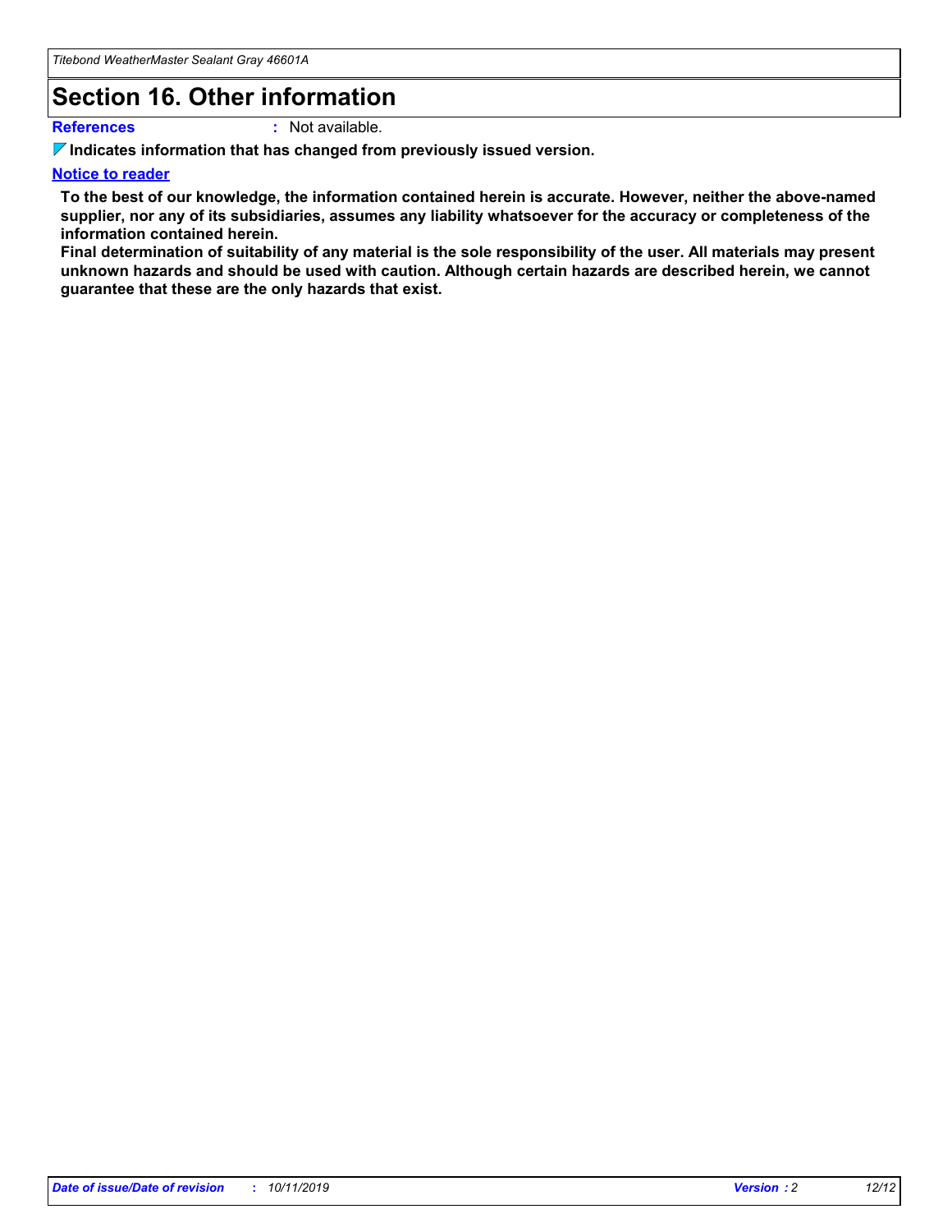# Section 16. Other information

**References** : Not available.

**Indicates information that has changed from previously issued version.**

**Notice to reader**

**To the best of our knowledge, the information contained herein is accurate. However, neither the above-named supplier, nor any of its subsidiaries, assumes any liability whatsoever for the accuracy or completeness of the information contained herein.**

**Final determination of suitability of any material is the sole responsibility of the user. All materials may present unknown hazards and should be used with caution. Although certain hazards are described herein, we cannot guarantee that these are the only hazards that exist.**